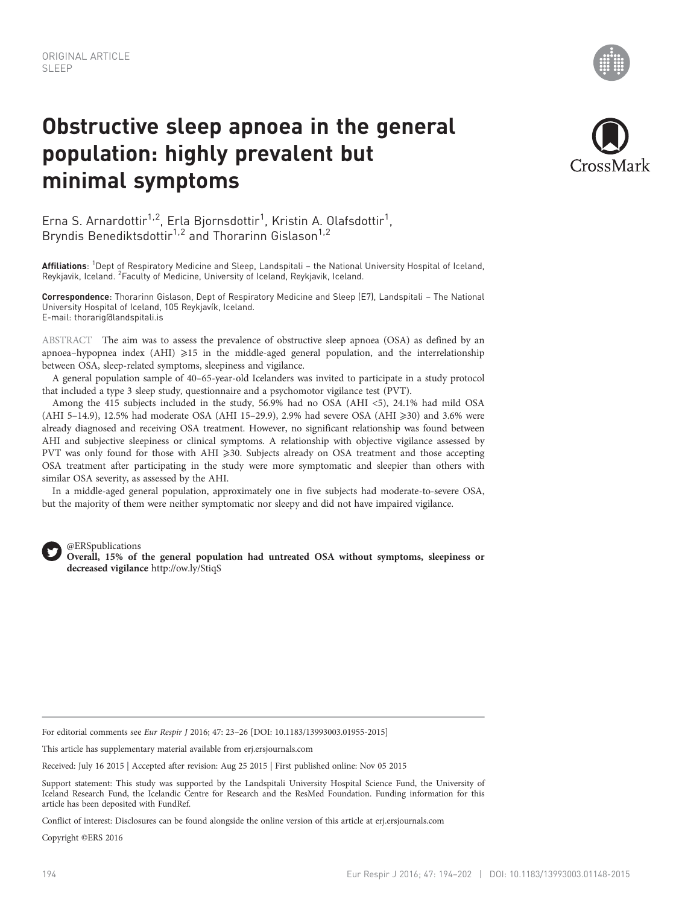ORIGINAL ARTICLE
SLEEP

# Obstructive sleep apnoea in the general population: highly prevalent but minimal symptoms

Erna S. Arnardottir[1,2], Erla Bjornsdottir[1], Kristin A. Olafsdottir[1], Bryndis Benediktsdottir[1,2] and Thorarinn Gislason[1,2]

**Affiliations**: [1]Dept of Respiratory Medicine and Sleep, Landspitali – the National University Hospital of Iceland, Reykjavik, Iceland. [2]Faculty of Medicine, University of Iceland, Reykjavik, Iceland.

**Correspondence**: Thorarinn Gislason, Dept of Respiratory Medicine and Sleep (E7), Landspitali – The National University Hospital of Iceland, 105 Reykjavík, Iceland.
E-mail: thorarig@landspitali.is

ABSTRACT The aim was to assess the prevalence of obstructive sleep apnoea (OSA) as defined by an apnoea–hypopnea index (AHI) ⩾15 in the middle-aged general population, and the interrelationship between OSA, sleep-related symptoms, sleepiness and vigilance.

A general population sample of 40–65-year-old Icelanders was invited to participate in a study protocol that included a type 3 sleep study, questionnaire and a psychomotor vigilance test (PVT).

Among the 415 subjects included in the study, 56.9% had no OSA (AHI <5), 24.1% had mild OSA (AHI 5–14.9), 12.5% had moderate OSA (AHI 15–29.9), 2.9% had severe OSA (AHI ⩾30) and 3.6% were already diagnosed and receiving OSA treatment. However, no significant relationship was found between AHI and subjective sleepiness or clinical symptoms. A relationship with objective vigilance assessed by PVT was only found for those with AHI ⩾30. Subjects already on OSA treatment and those accepting OSA treatment after participating in the study were more symptomatic and sleepier than others with similar OSA severity, as assessed by the AHI.

In a middle-aged general population, approximately one in five subjects had moderate-to-severe OSA, but the majority of them were neither symptomatic nor sleepy and did not have impaired vigilance.

@ERSpublications
**Overall, 15% of the general population had untreated OSA without symptoms, sleepiness or decreased vigilance** http://ow.ly/StiqS

For editorial comments see *Eur Respir J* 2016; 47: 23–26 [DOI: 10.1183/13993003.01955-2015]

This article has supplementary material available from erj.ersjournals.com

Received: July 16 2015 | Accepted after revision: Aug 25 2015 | First published online: Nov 05 2015

Support statement: This study was supported by the Landspitali University Hospital Science Fund, the University of Iceland Research Fund, the Icelandic Centre for Research and the ResMed Foundation. Funding information for this article has been deposited with FundRef.

Conflict of interest: Disclosures can be found alongside the online version of this article at erj.ersjournals.com

Copyright ©ERS 2016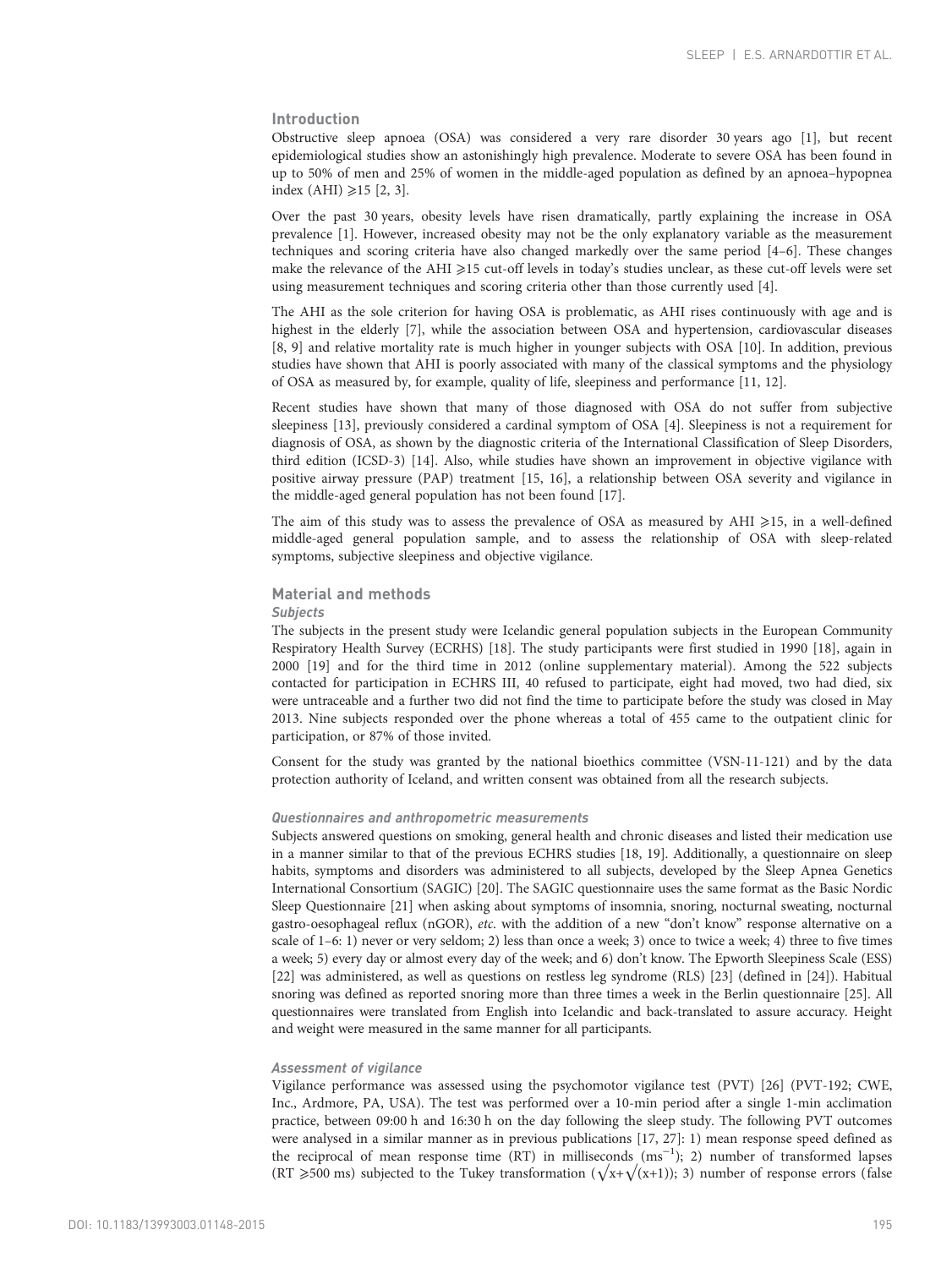## Introduction

Obstructive sleep apnoea (OSA) was considered a very rare disorder 30 years ago [1], but recent epidemiological studies show an astonishingly high prevalence. Moderate to severe OSA has been found in up to 50% of men and 25% of women in the middle-aged population as defined by an apnoea–hypopnea index (AHI) ⩾15 [2, 3].

Over the past 30 years, obesity levels have risen dramatically, partly explaining the increase in OSA prevalence [1]. However, increased obesity may not be the only explanatory variable as the measurement techniques and scoring criteria have also changed markedly over the same period [4–6]. These changes make the relevance of the AHI ⩾15 cut-off levels in today's studies unclear, as these cut-off levels were set using measurement techniques and scoring criteria other than those currently used [4].

The AHI as the sole criterion for having OSA is problematic, as AHI rises continuously with age and is highest in the elderly [7], while the association between OSA and hypertension, cardiovascular diseases [8, 9] and relative mortality rate is much higher in younger subjects with OSA [10]. In addition, previous studies have shown that AHI is poorly associated with many of the classical symptoms and the physiology of OSA as measured by, for example, quality of life, sleepiness and performance [11, 12].

Recent studies have shown that many of those diagnosed with OSA do not suffer from subjective sleepiness [13], previously considered a cardinal symptom of OSA [4]. Sleepiness is not a requirement for diagnosis of OSA, as shown by the diagnostic criteria of the International Classification of Sleep Disorders, third edition (ICSD-3) [14]. Also, while studies have shown an improvement in objective vigilance with positive airway pressure (PAP) treatment [15, 16], a relationship between OSA severity and vigilance in the middle-aged general population has not been found [17].

The aim of this study was to assess the prevalence of OSA as measured by AHI ⩾15, in a well-defined middle-aged general population sample, and to assess the relationship of OSA with sleep-related symptoms, subjective sleepiness and objective vigilance.

## Material and methods

### *Subjects*

The subjects in the present study were Icelandic general population subjects in the European Community Respiratory Health Survey (ECRHS) [18]. The study participants were first studied in 1990 [18], again in 2000 [19] and for the third time in 2012 (online supplementary material). Among the 522 subjects contacted for participation in ECHRS III, 40 refused to participate, eight had moved, two had died, six were untraceable and a further two did not find the time to participate before the study was closed in May 2013. Nine subjects responded over the phone whereas a total of 455 came to the outpatient clinic for participation, or 87% of those invited.

Consent for the study was granted by the national bioethics committee (VSN-11-121) and by the data protection authority of Iceland, and written consent was obtained from all the research subjects.

### *Questionnaires and anthropometric measurements*

Subjects answered questions on smoking, general health and chronic diseases and listed their medication use in a manner similar to that of the previous ECHRS studies [18, 19]. Additionally, a questionnaire on sleep habits, symptoms and disorders was administered to all subjects, developed by the Sleep Apnea Genetics International Consortium (SAGIC) [20]. The SAGIC questionnaire uses the same format as the Basic Nordic Sleep Questionnaire [21] when asking about symptoms of insomnia, snoring, nocturnal sweating, nocturnal gastro-oesophageal reflux (nGOR), *etc.* with the addition of a new "don't know" response alternative on a scale of 1–6: 1) never or very seldom; 2) less than once a week; 3) once to twice a week; 4) three to five times a week; 5) every day or almost every day of the week; and 6) don't know. The Epworth Sleepiness Scale (ESS) [22] was administered, as well as questions on restless leg syndrome (RLS) [23] (defined in [24]). Habitual snoring was defined as reported snoring more than three times a week in the Berlin questionnaire [25]. All questionnaires were translated from English into Icelandic and back-translated to assure accuracy. Height and weight were measured in the same manner for all participants.

### *Assessment of vigilance*

Vigilance performance was assessed using the psychomotor vigilance test (PVT) [26] (PVT-192; CWE, Inc., Ardmore, PA, USA). The test was performed over a 10-min period after a single 1-min acclimation practice, between 09:00 h and 16:30 h on the day following the sleep study. The following PVT outcomes were analysed in a similar manner as in previous publications [17, 27]: 1) mean response speed defined as the reciprocal of mean response time (RT) in milliseconds ($ms^{-1}$); 2) number of transformed lapses (RT ⩾500 ms) subjected to the Tukey transformation ($\sqrt{x}+\sqrt{(x+1)}$); 3) number of response errors (false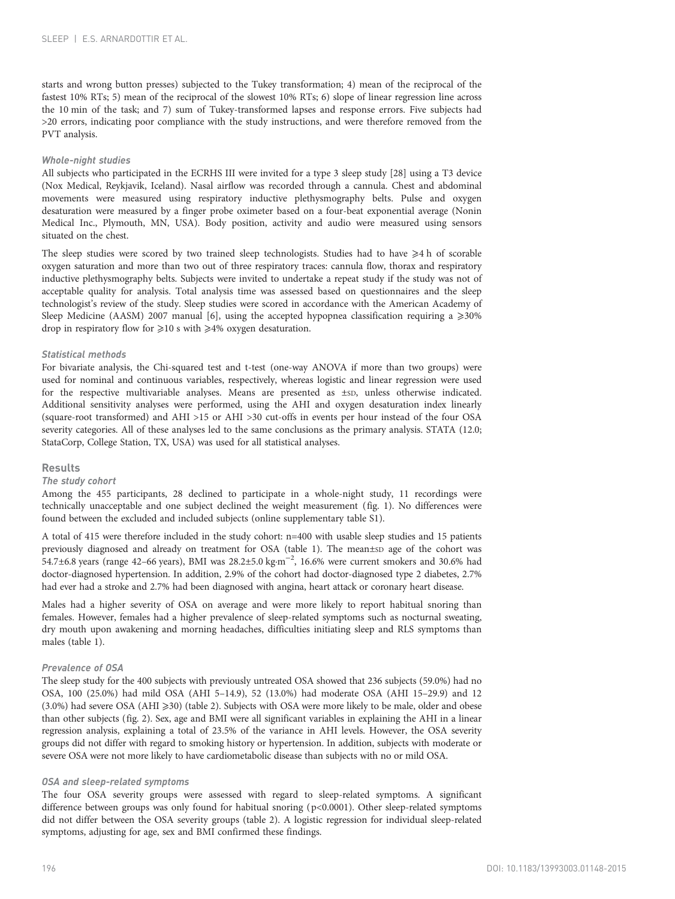starts and wrong button presses) subjected to the Tukey transformation; 4) mean of the reciprocal of the fastest 10% RTs; 5) mean of the reciprocal of the slowest 10% RTs; 6) slope of linear regression line across the 10 min of the task; and 7) sum of Tukey-transformed lapses and response errors. Five subjects had >20 errors, indicating poor compliance with the study instructions, and were therefore removed from the PVT analysis.

### *Whole-night studies*

All subjects who participated in the ECRHS III were invited for a type 3 sleep study [28] using a T3 device (Nox Medical, Reykjavik, Iceland). Nasal airflow was recorded through a cannula. Chest and abdominal movements were measured using respiratory inductive plethysmography belts. Pulse and oxygen desaturation were measured by a finger probe oximeter based on a four-beat exponential average (Nonin Medical Inc., Plymouth, MN, USA). Body position, activity and audio were measured using sensors situated on the chest.

The sleep studies were scored by two trained sleep technologists. Studies had to have ⩾4 h of scorable oxygen saturation and more than two out of three respiratory traces: cannula flow, thorax and respiratory inductive plethysmography belts. Subjects were invited to undertake a repeat study if the study was not of acceptable quality for analysis. Total analysis time was assessed based on questionnaires and the sleep technologist's review of the study. Sleep studies were scored in accordance with the American Academy of Sleep Medicine (AASM) 2007 manual [6], using the accepted hypopnea classification requiring a ⩾30% drop in respiratory flow for ⩾10 s with ⩾4% oxygen desaturation.

### *Statistical methods*

For bivariate analysis, the Chi-squared test and t-test (one-way ANOVA if more than two groups) were used for nominal and continuous variables, respectively, whereas logistic and linear regression were used for the respective multivariable analyses. Means are presented as ±SD, unless otherwise indicated. Additional sensitivity analyses were performed, using the AHI and oxygen desaturation index linearly (square-root transformed) and AHI >15 or AHI >30 cut-offs in events per hour instead of the four OSA severity categories. All of these analyses led to the same conclusions as the primary analysis. STATA (12.0; StataCorp, College Station, TX, USA) was used for all statistical analyses.

## Results

### *The study cohort*

Among the 455 participants, 28 declined to participate in a whole-night study, 11 recordings were technically unacceptable and one subject declined the weight measurement (fig. 1). No differences were found between the excluded and included subjects (online supplementary table S1).

A total of 415 were therefore included in the study cohort: n=400 with usable sleep studies and 15 patients previously diagnosed and already on treatment for OSA (table 1). The mean±SD age of the cohort was 54.7±6.8 years (range 42–66 years), BMI was 28.2±5.0 $kg \cdot m^{-2}$, 16.6% were current smokers and 30.6% had doctor-diagnosed hypertension. In addition, 2.9% of the cohort had doctor-diagnosed type 2 diabetes, 2.7% had ever had a stroke and 2.7% had been diagnosed with angina, heart attack or coronary heart disease.

Males had a higher severity of OSA on average and were more likely to report habitual snoring than females. However, females had a higher prevalence of sleep-related symptoms such as nocturnal sweating, dry mouth upon awakening and morning headaches, difficulties initiating sleep and RLS symptoms than males (table 1).

### *Prevalence of OSA*

The sleep study for the 400 subjects with previously untreated OSA showed that 236 subjects (59.0%) had no OSA, 100 (25.0%) had mild OSA (AHI 5–14.9), 52 (13.0%) had moderate OSA (AHI 15–29.9) and 12 (3.0%) had severe OSA (AHI ⩾30) (table 2). Subjects with OSA were more likely to be male, older and obese than other subjects (fig. 2). Sex, age and BMI were all significant variables in explaining the AHI in a linear regression analysis, explaining a total of 23.5% of the variance in AHI levels. However, the OSA severity groups did not differ with regard to smoking history or hypertension. In addition, subjects with moderate or severe OSA were not more likely to have cardiometabolic disease than subjects with no or mild OSA.

### *OSA and sleep-related symptoms*

The four OSA severity groups were assessed with regard to sleep-related symptoms. A significant difference between groups was only found for habitual snoring ($p<0.0001$). Other sleep-related symptoms did not differ between the OSA severity groups (table 2). A logistic regression for individual sleep-related symptoms, adjusting for age, sex and BMI confirmed these findings.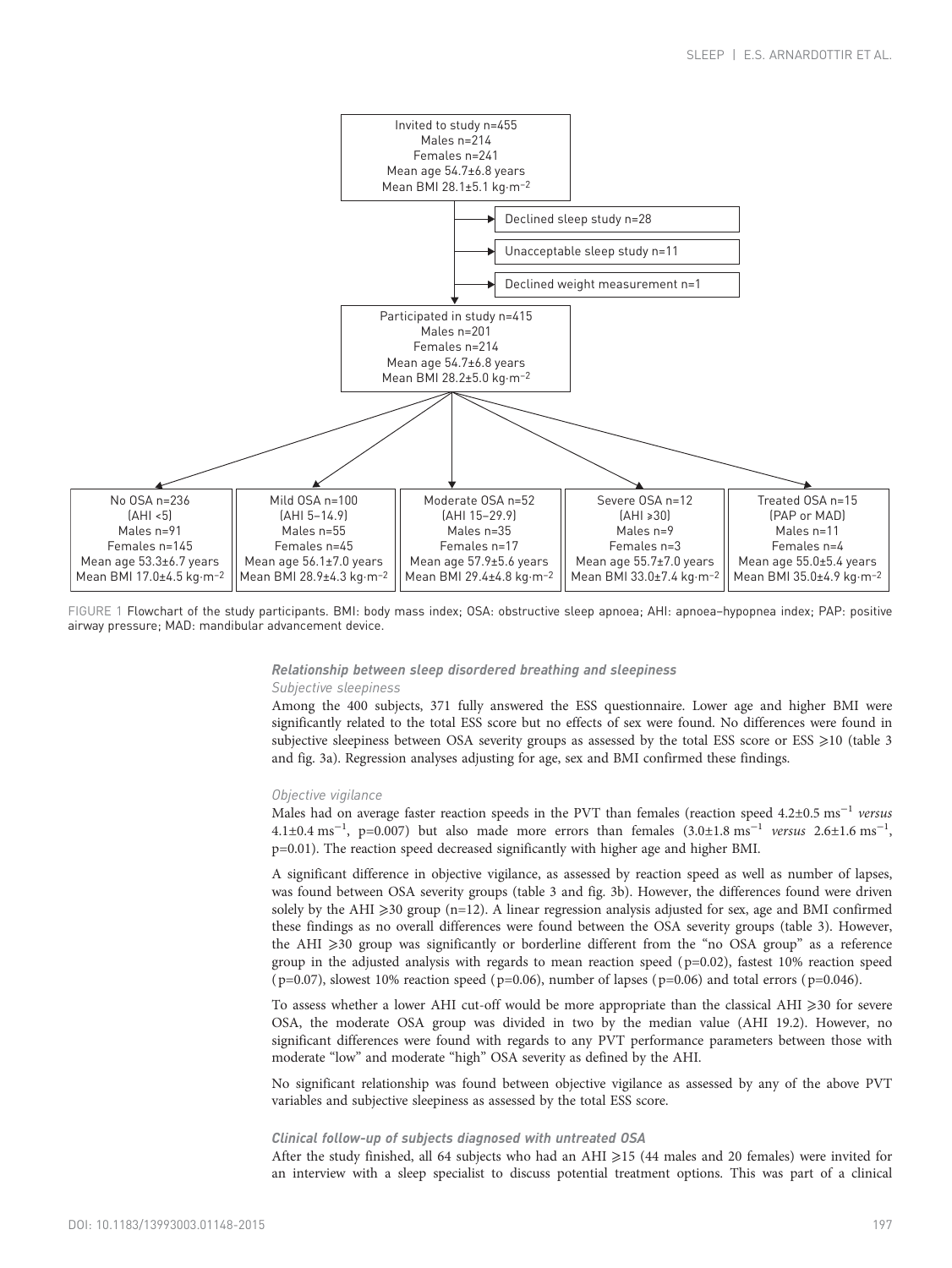Invited to study n=455
Males n=214
Females n=241
Mean age 54.7±6.8 years
Mean BMI 28.1±5.1 kg·m$^{-2}$

Declined sleep study n=28

Unacceptable sleep study n=11

Declined weight measurement n=1

Participated in study n=415
Males n=201
Females n=214
Mean age 54.7±6.8 years
Mean BMI 28.2±5.0 kg·m$^{-2}$

| No OSA n=236 | Mild OSA n=100 | Moderate OSA n=52 | Severe OSA n=12 | Treated OSA n=15 |
|---|---|---|---|---|
| (AHI <5) | (AHI 5–14.9) | (AHI 15–29.9) | (AHI ≥30) | (PAP or MAD) |
| Males n=91 | Males n=55 | Males n=35 | Males n=9 | Males n=11 |
| Females n=145 | Females n=45 | Females n=17 | Females n=3 | Females n=4 |
| Mean age 53.3±6.7 years | Mean age 56.1±7.0 years | Mean age 57.9±5.6 years | Mean age 55.7±7.0 years | Mean age 55.0±5.4 years |
| Mean BMI 17.0±4.5 kg·m$^{-2}$ | Mean BMI 28.9±4.3 kg·m$^{-2}$ | Mean BMI 29.4±4.8 kg·m$^{-2}$ | Mean BMI 33.0±7.4 kg·m$^{-2}$ | Mean BMI 35.0±4.9 kg·m$^{-2}$ |

FIGURE 1 Flowchart of the study participants. BMI: body mass index; OSA: obstructive sleep apnoea; AHI: apnoea–hypopnea index; PAP: positive airway pressure; MAD: mandibular advancement device.

### *Relationship between sleep disordered breathing and sleepiness*

#### *Subjective sleepiness*

Among the 400 subjects, 371 fully answered the ESS questionnaire. Lower age and higher BMI were significantly related to the total ESS score but no effects of sex were found. No differences were found in subjective sleepiness between OSA severity groups as assessed by the total ESS score or ESS ≥10 (table 3 and fig. 3a). Regression analyses adjusting for age, sex and BMI confirmed these findings.

#### *Objective vigilance*

Males had on average faster reaction speeds in the PVT than females (reaction speed 4.2±0.5 ms$^{-1}$ *versus* 4.1±0.4 ms$^{-1}$, p=0.007) but also made more errors than females (3.0±1.8 ms$^{-1}$ *versus* 2.6±1.6 ms$^{-1}$, p=0.01). The reaction speed decreased significantly with higher age and higher BMI.

A significant difference in objective vigilance, as assessed by reaction speed as well as number of lapses, was found between OSA severity groups (table 3 and fig. 3b). However, the differences found were driven solely by the AHI ≥30 group (n=12). A linear regression analysis adjusted for sex, age and BMI confirmed these findings as no overall differences were found between the OSA severity groups (table 3). However, the AHI ≥30 group was significantly or borderline different from the "no OSA group" as a reference group in the adjusted analysis with regards to mean reaction speed (p=0.02), fastest 10% reaction speed (p=0.07), slowest 10% reaction speed (p=0.06), number of lapses (p=0.06) and total errors (p=0.046).

To assess whether a lower AHI cut-off would be more appropriate than the classical AHI ≥30 for severe OSA, the moderate OSA group was divided in two by the median value (AHI 19.2). However, no significant differences were found with regards to any PVT performance parameters between those with moderate "low" and moderate "high" OSA severity as defined by the AHI.

No significant relationship was found between objective vigilance as assessed by any of the above PVT variables and subjective sleepiness as assessed by the total ESS score.

### *Clinical follow-up of subjects diagnosed with untreated OSA*

After the study finished, all 64 subjects who had an AHI ≥15 (44 males and 20 females) were invited for an interview with a sleep specialist to discuss potential treatment options. This was part of a clinical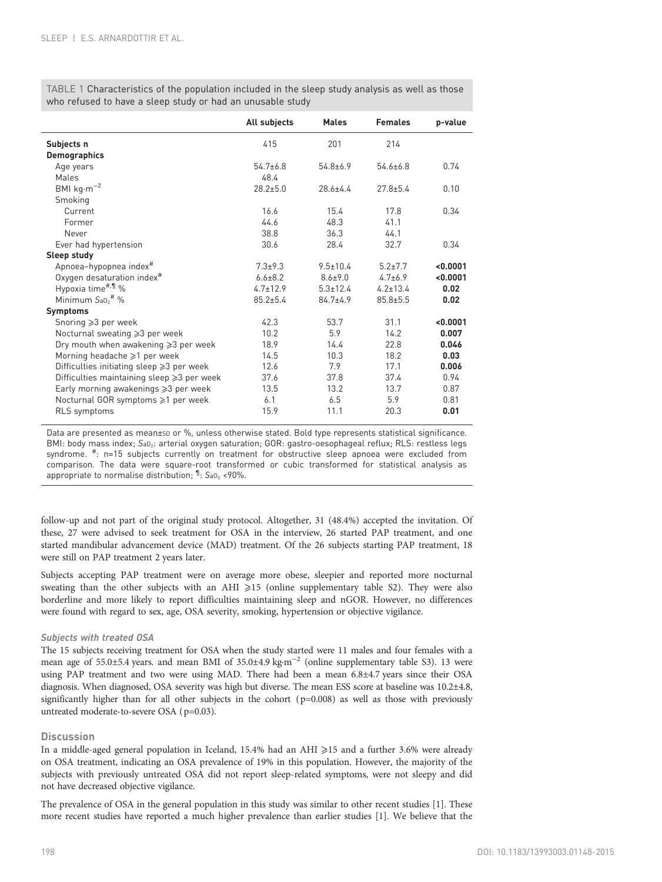TABLE 1 Characteristics of the population included in the sleep study analysis as well as those who refused to have a sleep study or had an unusable study

| | All subjects | Males | Females | p-value |
|---|---|---|---|---|
| **Subjects n** | 415 | 201 | 214 | |
| **Demographics** | | | | |
| Age years | 54.7±6.8 | 54.8±6.9 | 54.6±6.8 | 0.74 |
| Males | 48.4 | | | |
| BMI $kg \cdot m^{-2}$ | 28.2±5.0 | 28.6±4.4 | 27.8±5.4 | 0.10 |
| Smoking | | | | |
| Current | 16.6 | 15.4 | 17.8 | 0.34 |
| Former | 44.6 | 48.3 | 41.1 | |
| Never | 38.8 | 36.3 | 44.1 | |
| Ever had hypertension | 30.6 | 28.4 | 32.7 | 0.34 |
| **Sleep study** | | | | |
| Apnoea–hypopnea index# | 7.3±9.3 | 9.5±10.4 | 5.2±7.7 | **<0.0001** |
| Oxygen desaturation index# | 6.6±8.2 | 8.6±9.0 | 4.7±6.9 | **<0.0001** |
| Hypoxia time#,¶ % | 4.7±12.9 | 5.3±12.4 | 4.2±13.4 | **0.02** |
| Minimum $S_{aO_2}$# % | 85.2±5.4 | 84.7±4.9 | 85.8±5.5 | **0.02** |
| **Symptoms** | | | | |
| Snoring ⩾3 per week | 42.3 | 53.7 | 31.1 | **<0.0001** |
| Nocturnal sweating ⩾3 per week | 10.2 | 5.9 | 14.2 | **0.007** |
| Dry mouth when awakening ⩾3 per week | 18.9 | 14.4 | 22.8 | **0.046** |
| Morning headache ⩾1 per week | 14.5 | 10.3 | 18.2 | **0.03** |
| Difficulties initiating sleep ⩾3 per week | 12.6 | 7.9 | 17.1 | **0.006** |
| Difficulties maintaining sleep ⩾3 per week | 37.6 | 37.8 | 37.4 | 0.94 |
| Early morning awakenings ⩾3 per week | 13.5 | 13.2 | 13.7 | 0.87 |
| Nocturnal GOR symptoms ⩾1 per week | 6.1 | 6.5 | 5.9 | 0.81 |
| RLS symptoms | 15.9 | 11.1 | 20.3 | **0.01** |

Data are presented as mean±SD or %, unless otherwise stated. Bold type represents statistical significance. BMI: body mass index; $S_{aO_2}$: arterial oxygen saturation; GOR: gastro-oesophageal reflux; RLS: restless legs syndrome. #: n=15 subjects currently on treatment for obstructive sleep apnoea were excluded from comparison. The data were square-root transformed or cubic transformed for statistical analysis as appropriate to normalise distribution; ¶: $S_{aO_2}$ <90%.

follow-up and not part of the original study protocol. Altogether, 31 (48.4%) accepted the invitation. Of these, 27 were advised to seek treatment for OSA in the interview, 26 started PAP treatment, and one started mandibular advancement device (MAD) treatment. Of the 26 subjects starting PAP treatment, 18 were still on PAP treatment 2 years later.

Subjects accepting PAP treatment were on average more obese, sleepier and reported more nocturnal sweating than the other subjects with an AHI ⩾15 (online supplementary table S2). They were also borderline and more likely to report difficulties maintaining sleep and nGOR. However, no differences were found with regard to sex, age, OSA severity, smoking, hypertension or objective vigilance.

#### *Subjects with treated OSA*

The 15 subjects receiving treatment for OSA when the study started were 11 males and four females with a mean age of 55.0±5.4 years. and mean BMI of 35.0±4.9 $kg \cdot m^{-2}$ (online supplementary table S3). 13 were using PAP treatment and two were using MAD. There had been a mean 6.8±4.7 years since their OSA diagnosis. When diagnosed, OSA severity was high but diverse. The mean ESS score at baseline was 10.2±4.8, significantly higher than for all other subjects in the cohort (p=0.008) as well as those with previously untreated moderate-to-severe OSA (p=0.03).

## Discussion

In a middle-aged general population in Iceland, 15.4% had an AHI ⩾15 and a further 3.6% were already on OSA treatment, indicating an OSA prevalence of 19% in this population. However, the majority of the subjects with previously untreated OSA did not report sleep-related symptoms, were not sleepy and did not have decreased objective vigilance.

The prevalence of OSA in the general population in this study was similar to other recent studies [1]. These more recent studies have reported a much higher prevalence than earlier studies [1]. We believe that the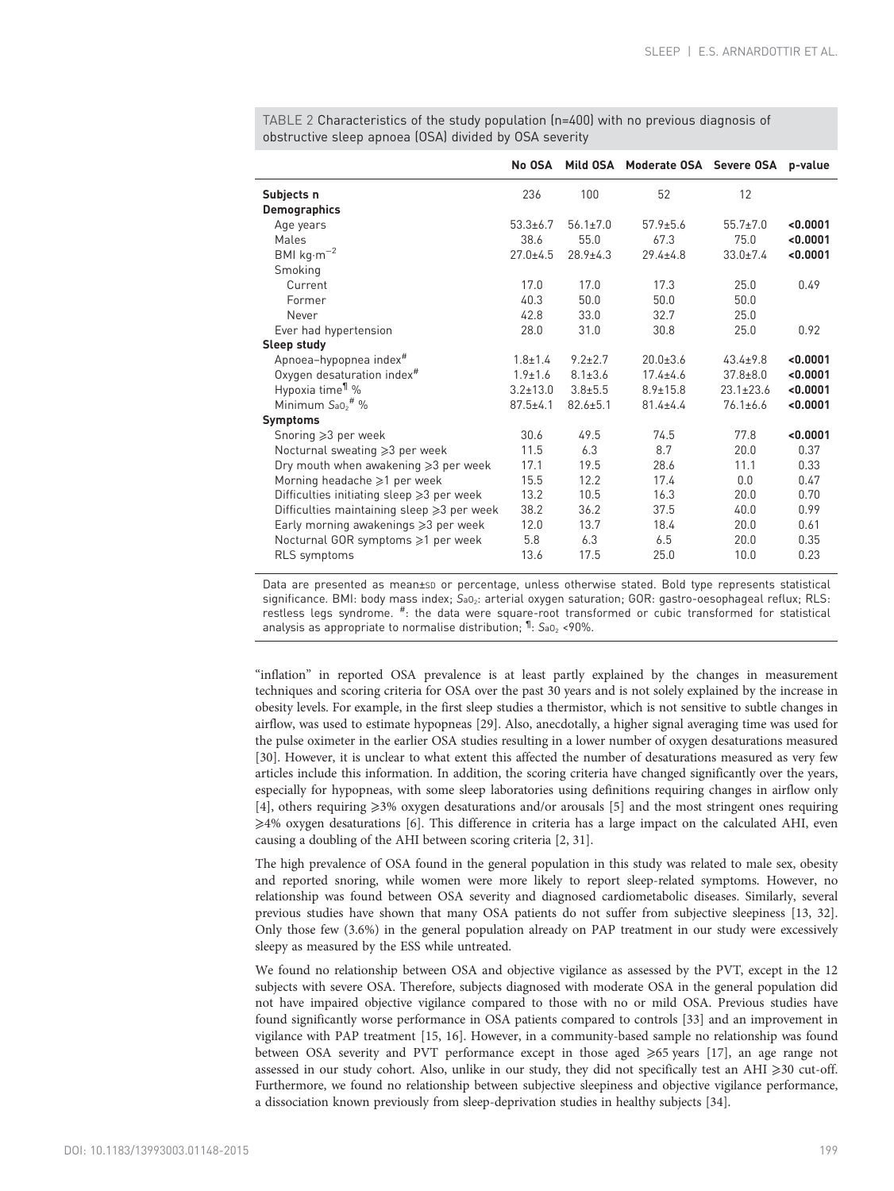TABLE 2 Characteristics of the study population (n=400) with no previous diagnosis of obstructive sleep apnoea (OSA) divided by OSA severity

| | No OSA | Mild OSA | Moderate OSA | Severe OSA | p-value |
|---|---|---|---|---|---|
| **Subjects n** | 236 | 100 | 52 | 12 | |
| **Demographics** | | | | | |
| Age years | 53.3±6.7 | 56.1±7.0 | 57.9±5.6 | 55.7±7.0 | **<0.0001** |
| Males | 38.6 | 55.0 | 67.3 | 75.0 | **<0.0001** |
| BMI $kg{\cdot}m^{-2}$ | 27.0±4.5 | 28.9±4.3 | 29.4±4.8 | 33.0±7.4 | **<0.0001** |
| Smoking | | | | | |
| Current | 17.0 | 17.0 | 17.3 | 25.0 | 0.49 |
| Former | 40.3 | 50.0 | 50.0 | 50.0 | |
| Never | 42.8 | 33.0 | 32.7 | 25.0 | |
| Ever had hypertension | 28.0 | 31.0 | 30.8 | 25.0 | 0.92 |
| **Sleep study** | | | | | |
| Apnoea–hypopnea index[#] | 1.8±1.4 | 9.2±2.7 | 20.0±3.6 | 43.4±9.8 | **<0.0001** |
| Oxygen desaturation index[#] | 1.9±1.6 | 8.1±3.6 | 17.4±4.6 | 37.8±8.0 | **<0.0001** |
| Hypoxia time[¶] % | 3.2±13.0 | 3.8±5.5 | 8.9±15.8 | 23.1±23.6 | **<0.0001** |
| Minimum $S_{aO_2}$[#] % | 87.5±4.1 | 82.6±5.1 | 81.4±4.4 | 76.1±6.6 | **<0.0001** |
| **Symptoms** | | | | | |
| Snoring ⩾3 per week | 30.6 | 49.5 | 74.5 | 77.8 | **<0.0001** |
| Nocturnal sweating ⩾3 per week | 11.5 | 6.3 | 8.7 | 20.0 | 0.37 |
| Dry mouth when awakening ⩾3 per week | 17.1 | 19.5 | 28.6 | 11.1 | 0.33 |
| Morning headache ⩾1 per week | 15.5 | 12.2 | 17.4 | 0.0 | 0.47 |
| Difficulties initiating sleep ⩾3 per week | 13.2 | 10.5 | 16.3 | 20.0 | 0.70 |
| Difficulties maintaining sleep ⩾3 per week | 38.2 | 36.2 | 37.5 | 40.0 | 0.99 |
| Early morning awakenings ⩾3 per week | 12.0 | 13.7 | 18.4 | 20.0 | 0.61 |
| Nocturnal GOR symptoms ⩾1 per week | 5.8 | 6.3 | 6.5 | 20.0 | 0.35 |
| RLS symptoms | 13.6 | 17.5 | 25.0 | 10.0 | 0.23 |

Data are presented as mean±SD or percentage, unless otherwise stated. Bold type represents statistical significance. BMI: body mass index; $S_{aO_2}$: arterial oxygen saturation; GOR: gastro-oesophageal reflux; RLS: restless legs syndrome. #: the data were square-root transformed or cubic transformed for statistical analysis as appropriate to normalise distribution; ¶: $S_{aO_2}$ <90%.

"inflation" in reported OSA prevalence is at least partly explained by the changes in measurement techniques and scoring criteria for OSA over the past 30 years and is not solely explained by the increase in obesity levels. For example, in the first sleep studies a thermistor, which is not sensitive to subtle changes in airflow, was used to estimate hypopneas [29]. Also, anecdotally, a higher signal averaging time was used for the pulse oximeter in the earlier OSA studies resulting in a lower number of oxygen desaturations measured [30]. However, it is unclear to what extent this affected the number of desaturations measured as very few articles include this information. In addition, the scoring criteria have changed significantly over the years, especially for hypopneas, with some sleep laboratories using definitions requiring changes in airflow only [4], others requiring ⩾3% oxygen desaturations and/or arousals [5] and the most stringent ones requiring ⩾4% oxygen desaturations [6]. This difference in criteria has a large impact on the calculated AHI, even causing a doubling of the AHI between scoring criteria [2, 31].

The high prevalence of OSA found in the general population in this study was related to male sex, obesity and reported snoring, while women were more likely to report sleep-related symptoms. However, no relationship was found between OSA severity and diagnosed cardiometabolic diseases. Similarly, several previous studies have shown that many OSA patients do not suffer from subjective sleepiness [13, 32]. Only those few (3.6%) in the general population already on PAP treatment in our study were excessively sleepy as measured by the ESS while untreated.

We found no relationship between OSA and objective vigilance as assessed by the PVT, except in the 12 subjects with severe OSA. Therefore, subjects diagnosed with moderate OSA in the general population did not have impaired objective vigilance compared to those with no or mild OSA. Previous studies have found significantly worse performance in OSA patients compared to controls [33] and an improvement in vigilance with PAP treatment [15, 16]. However, in a community-based sample no relationship was found between OSA severity and PVT performance except in those aged ⩾65 years [17], an age range not assessed in our study cohort. Also, unlike in our study, they did not specifically test an AHI ⩾30 cut-off. Furthermore, we found no relationship between subjective sleepiness and objective vigilance performance, a dissociation known previously from sleep-deprivation studies in healthy subjects [34].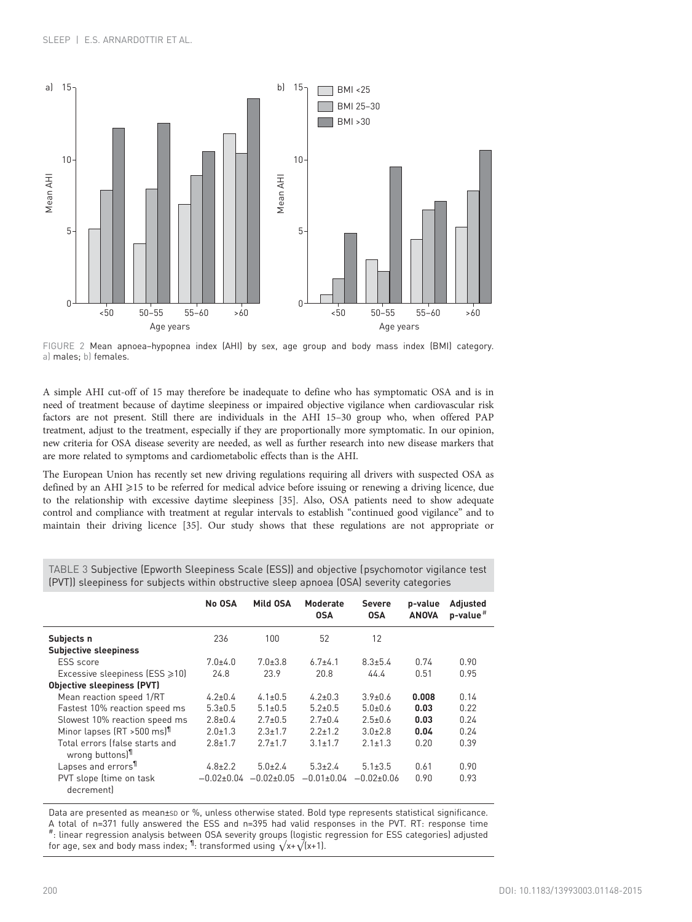FIGURE 2 Mean apnoea–hypopnea index (AHI) by sex, age group and body mass index (BMI) category. a) males; b) females.

A simple AHI cut-off of 15 may therefore be inadequate to define who has symptomatic OSA and is in need of treatment because of daytime sleepiness or impaired objective vigilance when cardiovascular risk factors are not present. Still there are individuals in the AHI 15–30 group who, when offered PAP treatment, adjust to the treatment, especially if they are proportionally more symptomatic. In our opinion, new criteria for OSA disease severity are needed, as well as further research into new disease markers that are more related to symptoms and cardiometabolic effects than is the AHI.

The European Union has recently set new driving regulations requiring all drivers with suspected OSA as defined by an AHI ⩾15 to be referred for medical advice before issuing or renewing a driving licence, due to the relationship with excessive daytime sleepiness [35]. Also, OSA patients need to show adequate control and compliance with treatment at regular intervals to establish "continued good vigilance" and to maintain their driving licence [35]. Our study shows that these regulations are not appropriate or

TABLE 3 Subjective (Epworth Sleepiness Scale (ESS)) and objective (psychomotor vigilance test (PVT)) sleepiness for subjects within obstructive sleep apnoea (OSA) severity categories

| | No OSA | Mild OSA | Moderate OSA | Severe OSA | p-value ANOVA | Adjusted p-value[#] |
|---|---|---|---|---|---|---|
| **Subjects n** | 236 | 100 | 52 | 12 | | |
| **Subjective sleepiness** | | | | | | |
| ESS score | 7.0±4.0 | 7.0±3.8 | 6.7±4.1 | 8.3±5.4 | 0.74 | 0.90 |
| Excessive sleepiness (ESS ⩾10) | 24.8 | 23.9 | 20.8 | 44.4 | 0.51 | 0.95 |
| **Objective sleepiness (PVT)** | | | | | | |
| Mean reaction speed 1/RT | 4.2±0.4 | 4.1±0.5 | 4.2±0.3 | 3.9±0.6 | **0.008** | 0.14 |
| Fastest 10% reaction speed ms | 5.3±0.5 | 5.1±0.5 | 5.2±0.5 | 5.0±0.6 | **0.03** | 0.22 |
| Slowest 10% reaction speed ms | 2.8±0.4 | 2.7±0.5 | 2.7±0.4 | 2.5±0.6 | **0.03** | 0.24 |
| Minor lapses (RT >500 ms)[¶] | 2.0±1.3 | 2.3±1.7 | 2.2±1.2 | 3.0±2.8 | **0.04** | 0.24 |
| Total errors (false starts and wrong buttons)[¶] | 2.8±1.7 | 2.7±1.7 | 3.1±1.7 | 2.1±1.3 | 0.20 | 0.39 |
| Lapses and errors[¶] | 4.8±2.2 | 5.0±2.4 | 5.3±2.4 | 5.1±3.5 | 0.61 | 0.90 |
| PVT slope (time on task decrement) | −0.02±0.04 | −0.02±0.05 | −0.01±0.04 | −0.02±0.06 | 0.90 | 0.93 |

Data are presented as mean±SD or %, unless otherwise stated. Bold type represents statistical significance. A total of n=371 fully answered the ESS and n=395 had valid responses in the PVT. RT: response time [#]: linear regression analysis between OSA severity groups (logistic regression for ESS categories) adjusted for age, sex and body mass index; [¶]: transformed using $\sqrt{x}+\sqrt{(x+1)}$.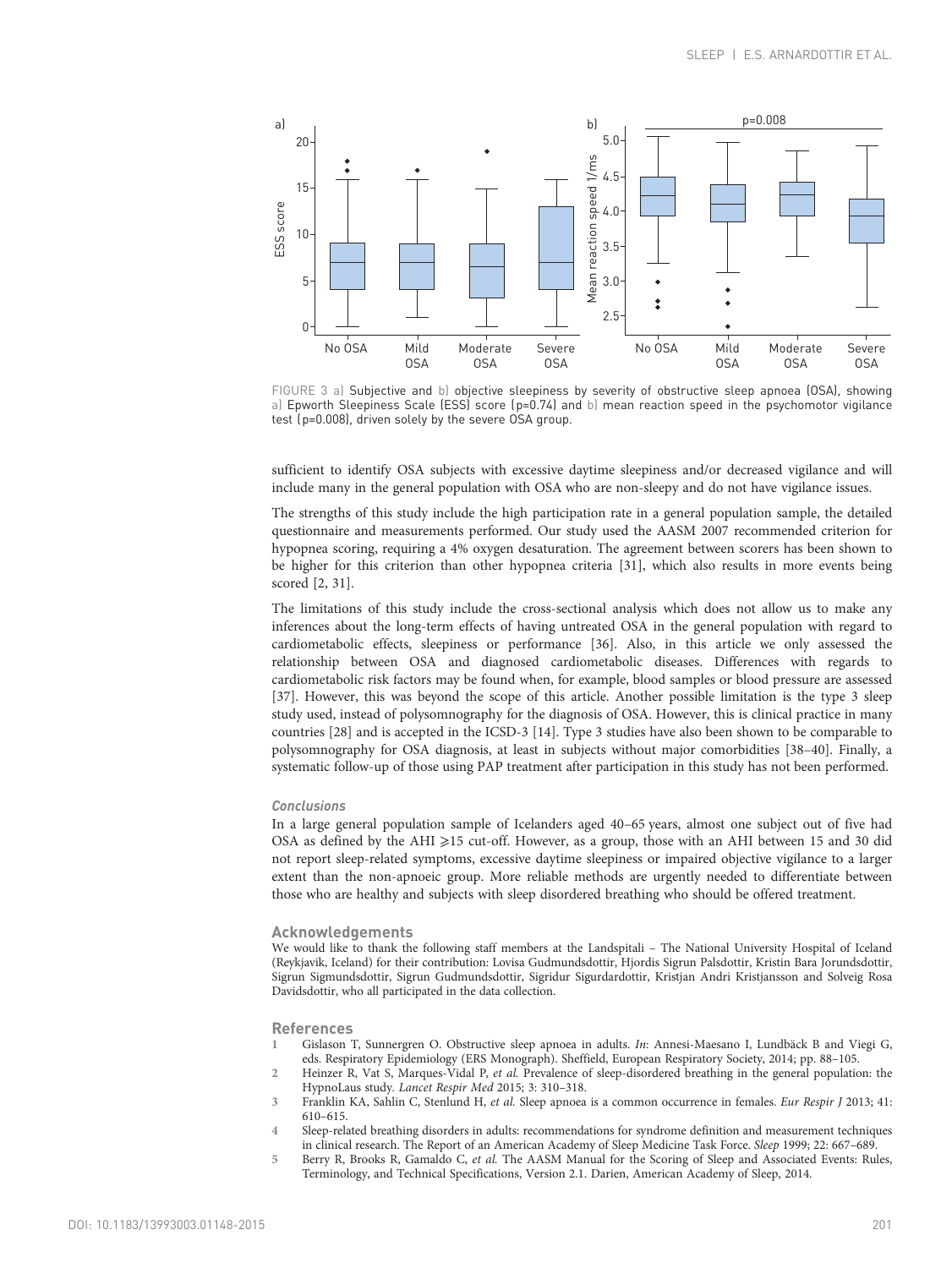FIGURE 3 a) Subjective and b) objective sleepiness by severity of obstructive sleep apnoea (OSA), showing a) Epworth Sleepiness Scale (ESS) score (p=0.74) and b) mean reaction speed in the psychomotor vigilance test (p=0.008), driven solely by the severe OSA group.

sufficient to identify OSA subjects with excessive daytime sleepiness and/or decreased vigilance and will include many in the general population with OSA who are non-sleepy and do not have vigilance issues.

The strengths of this study include the high participation rate in a general population sample, the detailed questionnaire and measurements performed. Our study used the AASM 2007 recommended criterion for hypopnea scoring, requiring a 4% oxygen desaturation. The agreement between scorers has been shown to be higher for this criterion than other hypopnea criteria [31], which also results in more events being scored [2, 31].

The limitations of this study include the cross-sectional analysis which does not allow us to make any inferences about the long-term effects of having untreated OSA in the general population with regard to cardiometabolic effects, sleepiness or performance [36]. Also, in this article we only assessed the relationship between OSA and diagnosed cardiometabolic diseases. Differences with regards to cardiometabolic risk factors may be found when, for example, blood samples or blood pressure are assessed [37]. However, this was beyond the scope of this article. Another possible limitation is the type 3 sleep study used, instead of polysomnography for the diagnosis of OSA. However, this is clinical practice in many countries [28] and is accepted in the ICSD-3 [14]. Type 3 studies have also been shown to be comparable to polysomnography for OSA diagnosis, at least in subjects without major comorbidities [38–40]. Finally, a systematic follow-up of those using PAP treatment after participation in this study has not been performed.

### *Conclusions*

In a large general population sample of Icelanders aged 40–65 years, almost one subject out of five had OSA as defined by the AHI ⩾15 cut-off. However, as a group, those with an AHI between 15 and 30 did not report sleep-related symptoms, excessive daytime sleepiness or impaired objective vigilance to a larger extent than the non-apnoeic group. More reliable methods are urgently needed to differentiate between those who are healthy and subjects with sleep disordered breathing who should be offered treatment.

## Acknowledgements

We would like to thank the following staff members at the Landspitali – The National University Hospital of Iceland (Reykjavik, Iceland) for their contribution: Lovisa Gudmundsdottir, Hjordis Sigrun Palsdottir, Kristin Bara Jorundsdottir, Sigrun Sigmundsdottir, Sigrun Gudmundsdottir, Sigridur Sigurdardottir, Kristjan Andri Kristjansson and Solveig Rosa Davidsdottir, who all participated in the data collection.

## References

1. Gislason T, Sunnergren O. Obstructive sleep apnoea in adults. *In*: Annesi-Maesano I, Lundbäck B and Viegi G, eds. Respiratory Epidemiology (ERS Monograph). Sheffield, European Respiratory Society, 2014; pp. 88–105.
2. Heinzer R, Vat S, Marques-Vidal P, *et al.* Prevalence of sleep-disordered breathing in the general population: the HypnoLaus study. *Lancet Respir Med* 2015; 3: 310–318.
3. Franklin KA, Sahlin C, Stenlund H, *et al.* Sleep apnoea is a common occurrence in females. *Eur Respir J* 2013; 41: 610–615.
4. Sleep-related breathing disorders in adults: recommendations for syndrome definition and measurement techniques in clinical research. The Report of an American Academy of Sleep Medicine Task Force. *Sleep* 1999; 22: 667–689.
5. Berry R, Brooks R, Gamaldo C, *et al.* The AASM Manual for the Scoring of Sleep and Associated Events: Rules, Terminology, and Technical Specifications, Version 2.1. Darien, American Academy of Sleep, 2014.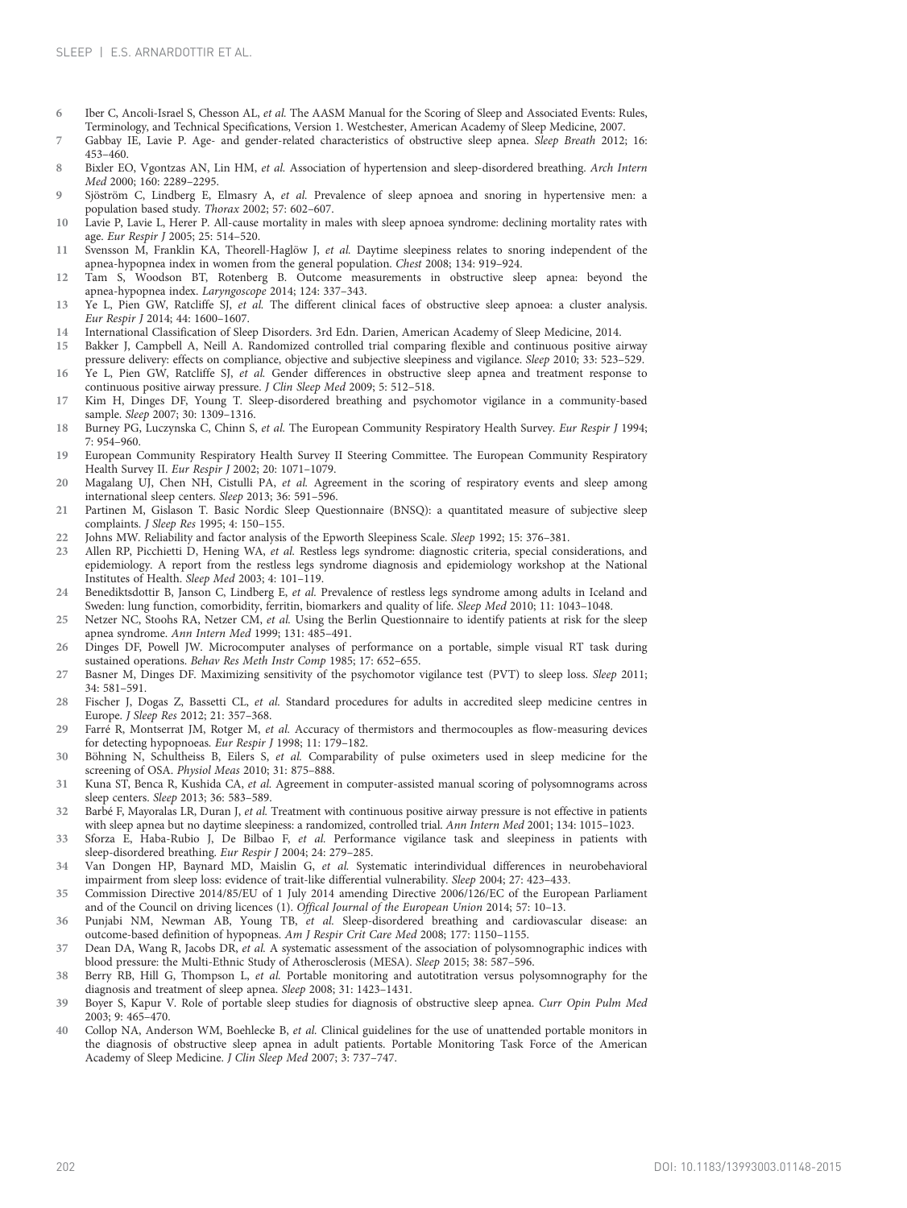6 Iber C, Ancoli-Israel S, Chesson AL, *et al.* The AASM Manual for the Scoring of Sleep and Associated Events: Rules, Terminology, and Technical Specifications, Version 1. Westchester, American Academy of Sleep Medicine, 2007.

7 Gabbay IE, Lavie P. Age- and gender-related characteristics of obstructive sleep apnea. *Sleep Breath* 2012; 16: 453–460.

8 Bixler EO, Vgontzas AN, Lin HM, *et al.* Association of hypertension and sleep-disordered breathing. *Arch Intern Med* 2000; 160: 2289–2295.

9 Sjöström C, Lindberg E, Elmasry A, *et al.* Prevalence of sleep apnoea and snoring in hypertensive men: a population based study. *Thorax* 2002; 57: 602–607.

10 Lavie P, Lavie L, Herer P. All-cause mortality in males with sleep apnoea syndrome: declining mortality rates with age. *Eur Respir J* 2005; 25: 514–520.

11 Svensson M, Franklin KA, Theorell-Haglöw J, *et al.* Daytime sleepiness relates to snoring independent of the apnea-hypopnea index in women from the general population. *Chest* 2008; 134: 919–924.

12 Tam S, Woodson BT, Rotenberg B. Outcome measurements in obstructive sleep apnea: beyond the apnea-hypopnea index. *Laryngoscope* 2014; 124: 337–343.

13 Ye L, Pien GW, Ratcliffe SJ, *et al.* The different clinical faces of obstructive sleep apnoea: a cluster analysis. *Eur Respir J* 2014; 44: 1600–1607.

14 International Classification of Sleep Disorders. 3rd Edn. Darien, American Academy of Sleep Medicine, 2014.

15 Bakker J, Campbell A, Neill A. Randomized controlled trial comparing flexible and continuous positive airway pressure delivery: effects on compliance, objective and subjective sleepiness and vigilance. *Sleep* 2010; 33: 523–529.

16 Ye L, Pien GW, Ratcliffe SJ, *et al.* Gender differences in obstructive sleep apnea and treatment response to continuous positive airway pressure. *J Clin Sleep Med* 2009; 5: 512–518.

17 Kim H, Dinges DF, Young T. Sleep-disordered breathing and psychomotor vigilance in a community-based sample. *Sleep* 2007; 30: 1309–1316.

18 Burney PG, Luczynska C, Chinn S, *et al.* The European Community Respiratory Health Survey. *Eur Respir J* 1994; 7: 954–960.

19 European Community Respiratory Health Survey II Steering Committee. The European Community Respiratory Health Survey II. *Eur Respir J* 2002; 20: 1071–1079.

20 Magalang UJ, Chen NH, Cistulli PA, *et al.* Agreement in the scoring of respiratory events and sleep among international sleep centers. *Sleep* 2013; 36: 591–596.

21 Partinen M, Gislason T. Basic Nordic Sleep Questionnaire (BNSQ): a quantitated measure of subjective sleep complaints. *J Sleep Res* 1995; 4: 150–155.

22 Johns MW. Reliability and factor analysis of the Epworth Sleepiness Scale. *Sleep* 1992; 15: 376–381.

23 Allen RP, Picchietti D, Hening WA, *et al.* Restless legs syndrome: diagnostic criteria, special considerations, and epidemiology. A report from the restless legs syndrome diagnosis and epidemiology workshop at the National Institutes of Health. *Sleep Med* 2003; 4: 101–119.

24 Benediktsdottir B, Janson C, Lindberg E, *et al.* Prevalence of restless legs syndrome among adults in Iceland and Sweden: lung function, comorbidity, ferritin, biomarkers and quality of life. *Sleep Med* 2010; 11: 1043–1048.

25 Netzer NC, Stoohs RA, Netzer CM, *et al.* Using the Berlin Questionnaire to identify patients at risk for the sleep apnea syndrome. *Ann Intern Med* 1999; 131: 485–491.

26 Dinges DF, Powell JW. Microcomputer analyses of performance on a portable, simple visual RT task during sustained operations. *Behav Res Meth Instr Comp* 1985; 17: 652–655.

27 Basner M, Dinges DF. Maximizing sensitivity of the psychomotor vigilance test (PVT) to sleep loss. *Sleep* 2011; 34: 581–591.

28 Fischer J, Dogas Z, Bassetti CL, *et al.* Standard procedures for adults in accredited sleep medicine centres in Europe. *J Sleep Res* 2012; 21: 357–368.

29 Farré R, Montserrat JM, Rotger M, *et al.* Accuracy of thermistors and thermocouples as flow-measuring devices for detecting hypopnoeas. *Eur Respir J* 1998; 11: 179–182.

30 Böhning N, Schultheiss B, Eilers S, *et al.* Comparability of pulse oximeters used in sleep medicine for the screening of OSA. *Physiol Meas* 2010; 31: 875–888.

31 Kuna ST, Benca R, Kushida CA, *et al.* Agreement in computer-assisted manual scoring of polysomnograms across sleep centers. *Sleep* 2013; 36: 583–589.

32 Barbé F, Mayoralas LR, Duran J, *et al.* Treatment with continuous positive airway pressure is not effective in patients with sleep apnea but no daytime sleepiness: a randomized, controlled trial. *Ann Intern Med* 2001; 134: 1015–1023.

33 Sforza E, Haba-Rubio J, De Bilbao F, *et al.* Performance vigilance task and sleepiness in patients with sleep-disordered breathing. *Eur Respir J* 2004; 24: 279–285.

34 Van Dongen HP, Baynard MD, Maislin G, *et al.* Systematic interindividual differences in neurobehavioral impairment from sleep loss: evidence of trait-like differential vulnerability. *Sleep* 2004; 27: 423–433.

35 Commission Directive 2014/85/EU of 1 July 2014 amending Directive 2006/126/EC of the European Parliament and of the Council on driving licences (1). *Offical Journal of the European Union* 2014; 57: 10–13.

36 Punjabi NM, Newman AB, Young TB, *et al.* Sleep-disordered breathing and cardiovascular disease: an outcome-based definition of hypopneas. *Am J Respir Crit Care Med* 2008; 177: 1150–1155.

37 Dean DA, Wang R, Jacobs DR, *et al.* A systematic assessment of the association of polysomnographic indices with blood pressure: the Multi-Ethnic Study of Atherosclerosis (MESA). *Sleep* 2015; 38: 587–596.

38 Berry RB, Hill G, Thompson L, *et al.* Portable monitoring and autotitration versus polysomnography for the diagnosis and treatment of sleep apnea. *Sleep* 2008; 31: 1423–1431.

39 Boyer S, Kapur V. Role of portable sleep studies for diagnosis of obstructive sleep apnea. *Curr Opin Pulm Med* 2003; 9: 465–470.

40 Collop NA, Anderson WM, Boehlecke B, *et al.* Clinical guidelines for the use of unattended portable monitors in the diagnosis of obstructive sleep apnea in adult patients. Portable Monitoring Task Force of the American Academy of Sleep Medicine. *J Clin Sleep Med* 2007; 3: 737–747.